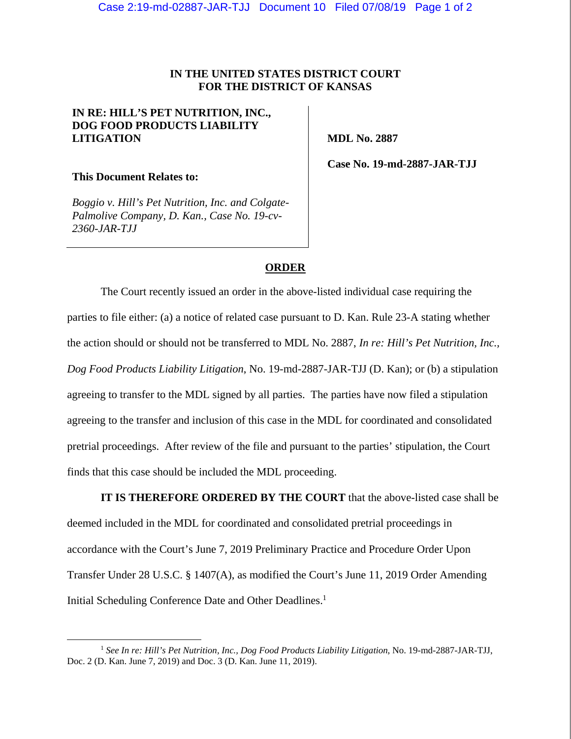**IN THE UNITED STATES DISTRICT COURT**
**FOR THE DISTRICT OF KANSAS**

**IN RE: HILL'S PET NUTRITION, INC., DOG FOOD PRODUCTS LIABILITY LITIGATION**

**This Document Relates to:**

*Boggio v. Hill's Pet Nutrition, Inc. and Colgate-Palmolive Company, D. Kan., Case No. 19-cv-2360-JAR-TJJ*

**MDL No. 2887**

**Case No. 19-md-2887-JAR-TJJ**

## ORDER

The Court recently issued an order in the above-listed individual case requiring the parties to file either: (a) a notice of related case pursuant to D. Kan. Rule 23-A stating whether the action should or should not be transferred to MDL No. 2887, *In re: Hill's Pet Nutrition, Inc., Dog Food Products Liability Litigation*, No. 19-md-2887-JAR-TJJ (D. Kan); or (b) a stipulation agreeing to transfer to the MDL signed by all parties. The parties have now filed a stipulation agreeing to the transfer and inclusion of this case in the MDL for coordinated and consolidated pretrial proceedings. After review of the file and pursuant to the parties' stipulation, the Court finds that this case should be included the MDL proceeding.

**IT IS THEREFORE ORDERED BY THE COURT** that the above-listed case shall be deemed included in the MDL for coordinated and consolidated pretrial proceedings in accordance with the Court's June 7, 2019 Preliminary Practice and Procedure Order Upon Transfer Under 28 U.S.C. § 1407(A), as modified the Court's June 11, 2019 Order Amending Initial Scheduling Conference Date and Other Deadlines.[1]

---

[1] *See In re: Hill's Pet Nutrition, Inc., Dog Food Products Liability Litigation*, No. 19-md-2887-JAR-TJJ, Doc. 2 (D. Kan. June 7, 2019) and Doc. 3 (D. Kan. June 11, 2019).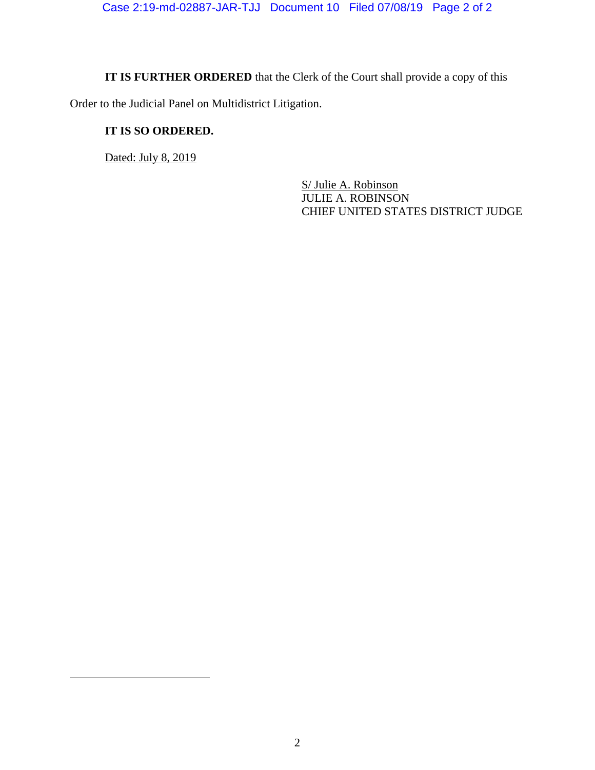**IT IS FURTHER ORDERED** that the Clerk of the Court shall provide a copy of this Order to the Judicial Panel on Multidistrict Litigation.

**IT IS SO ORDERED.**

Dated: July 8, 2019

S/ Julie A. Robinson
JULIE A. ROBINSON
CHIEF UNITED STATES DISTRICT JUDGE